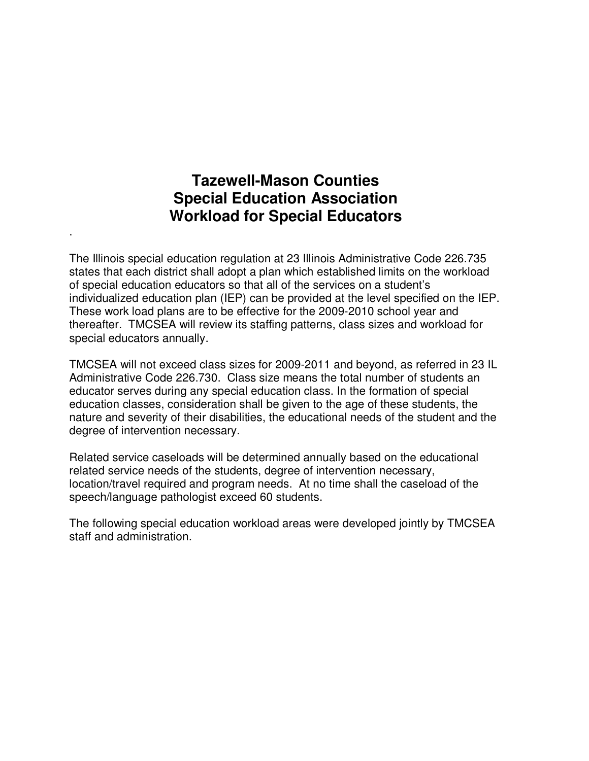# Tazewell-Mason Counties
# Special Education Association
# Workload for Special Educators

The Illinois special education regulation at 23 Illinois Administrative Code 226.735 states that each district shall adopt a plan which established limits on the workload of special education educators so that all of the services on a student's individualized education plan (IEP) can be provided at the level specified on the IEP. These work load plans are to be effective for the 2009-2010 school year and thereafter. TMCSEA will review its staffing patterns, class sizes and workload for special educators annually.

TMCSEA will not exceed class sizes for 2009-2011 and beyond, as referred in 23 IL Administrative Code 226.730. Class size means the total number of students an educator serves during any special education class. In the formation of special education classes, consideration shall be given to the age of these students, the nature and severity of their disabilities, the educational needs of the student and the degree of intervention necessary.

Related service caseloads will be determined annually based on the educational related service needs of the students, degree of intervention necessary, location/travel required and program needs. At no time shall the caseload of the speech/language pathologist exceed 60 students.

The following special education workload areas were developed jointly by TMCSEA staff and administration.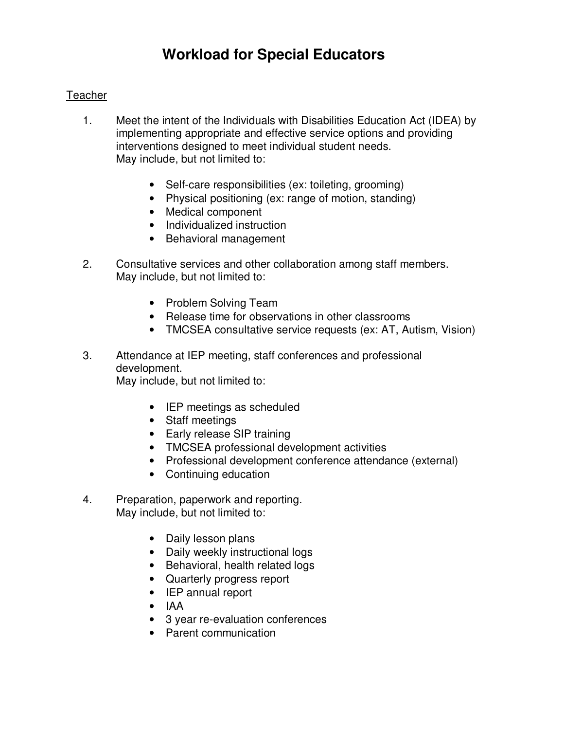# Workload for Special Educators

<u>Teacher</u>

1. Meet the intent of the Individuals with Disabilities Education Act (IDEA) by implementing appropriate and effective service options and providing interventions designed to meet individual student needs.
   May include, but not limited to:

   - Self-care responsibilities (ex: toileting, grooming)
   - Physical positioning (ex: range of motion, standing)
   - Medical component
   - Individualized instruction
   - Behavioral management

2. Consultative services and other collaboration among staff members.
   May include, but not limited to:

   - Problem Solving Team
   - Release time for observations in other classrooms
   - TMCSEA consultative service requests (ex: AT, Autism, Vision)

3. Attendance at IEP meeting, staff conferences and professional development.
   May include, but not limited to:

   - IEP meetings as scheduled
   - Staff meetings
   - Early release SIP training
   - TMCSEA professional development activities
   - Professional development conference attendance (external)
   - Continuing education

4. Preparation, paperwork and reporting.
   May include, but not limited to:

   - Daily lesson plans
   - Daily weekly instructional logs
   - Behavioral, health related logs
   - Quarterly progress report
   - IEP annual report
   - IAA
   - 3 year re-evaluation conferences
   - Parent communication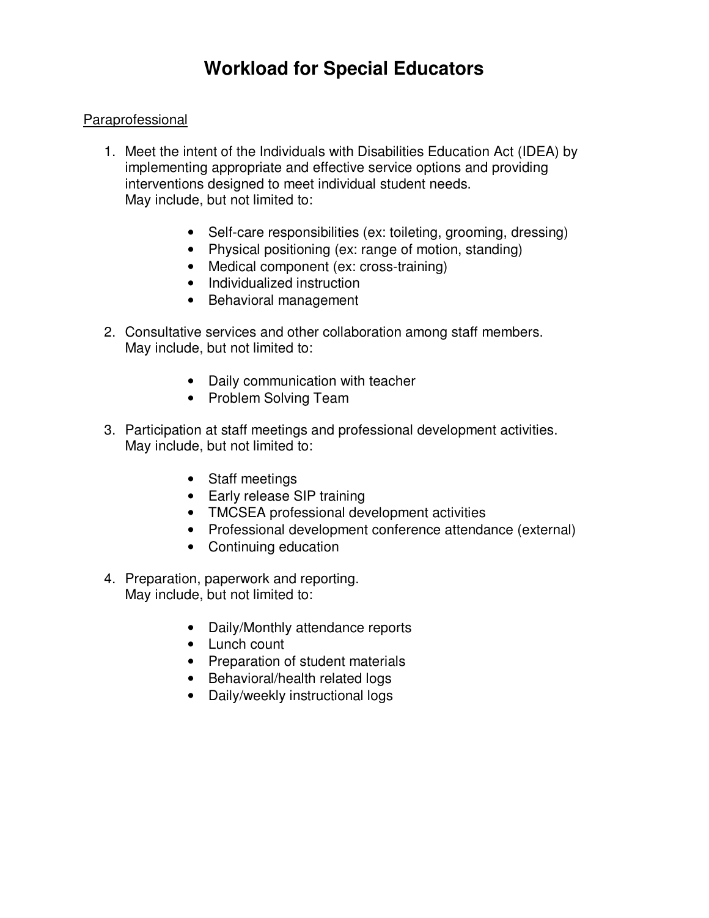# Workload for Special Educators

Paraprofessional

1. Meet the intent of the Individuals with Disabilities Education Act (IDEA) by implementing appropriate and effective service options and providing interventions designed to meet individual student needs.
   May include, but not limited to:

   - Self-care responsibilities (ex: toileting, grooming, dressing)
   - Physical positioning (ex: range of motion, standing)
   - Medical component (ex: cross-training)
   - Individualized instruction
   - Behavioral management

2. Consultative services and other collaboration among staff members.
   May include, but not limited to:

   - Daily communication with teacher
   - Problem Solving Team

3. Participation at staff meetings and professional development activities.
   May include, but not limited to:

   - Staff meetings
   - Early release SIP training
   - TMCSEA professional development activities
   - Professional development conference attendance (external)
   - Continuing education

4. Preparation, paperwork and reporting.
   May include, but not limited to:

   - Daily/Monthly attendance reports
   - Lunch count
   - Preparation of student materials
   - Behavioral/health related logs
   - Daily/weekly instructional logs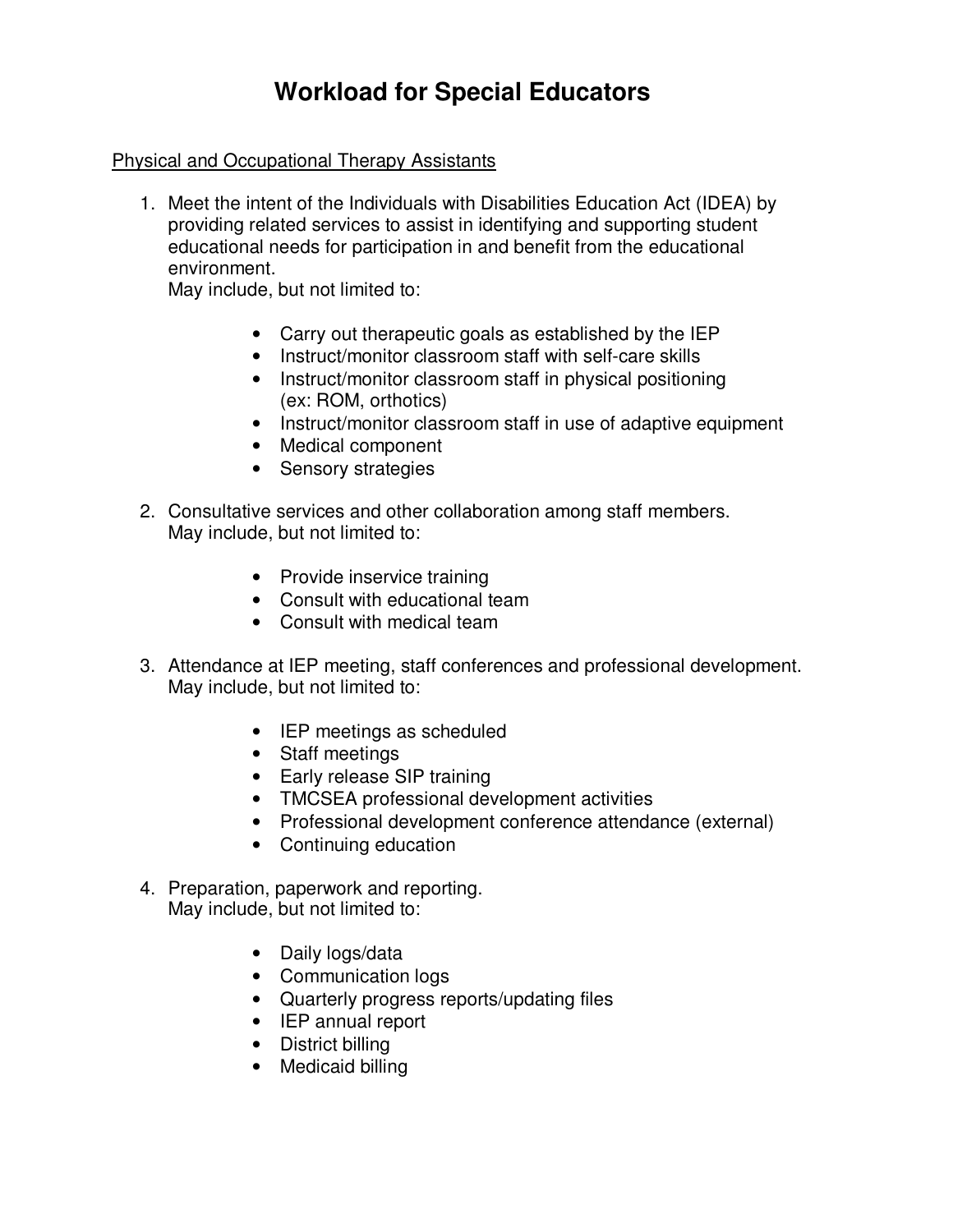# Workload for Special Educators

<u>Physical and Occupational Therapy Assistants</u>

1. Meet the intent of the Individuals with Disabilities Education Act (IDEA) by providing related services to assist in identifying and supporting student educational needs for participation in and benefit from the educational environment.
   May include, but not limited to:

   - Carry out therapeutic goals as established by the IEP
   - Instruct/monitor classroom staff with self-care skills
   - Instruct/monitor classroom staff in physical positioning (ex: ROM, orthotics)
   - Instruct/monitor classroom staff in use of adaptive equipment
   - Medical component
   - Sensory strategies

2. Consultative services and other collaboration among staff members.
   May include, but not limited to:

   - Provide inservice training
   - Consult with educational team
   - Consult with medical team

3. Attendance at IEP meeting, staff conferences and professional development.
   May include, but not limited to:

   - IEP meetings as scheduled
   - Staff meetings
   - Early release SIP training
   - TMCSEA professional development activities
   - Professional development conference attendance (external)
   - Continuing education

4. Preparation, paperwork and reporting.
   May include, but not limited to:

   - Daily logs/data
   - Communication logs
   - Quarterly progress reports/updating files
   - IEP annual report
   - District billing
   - Medicaid billing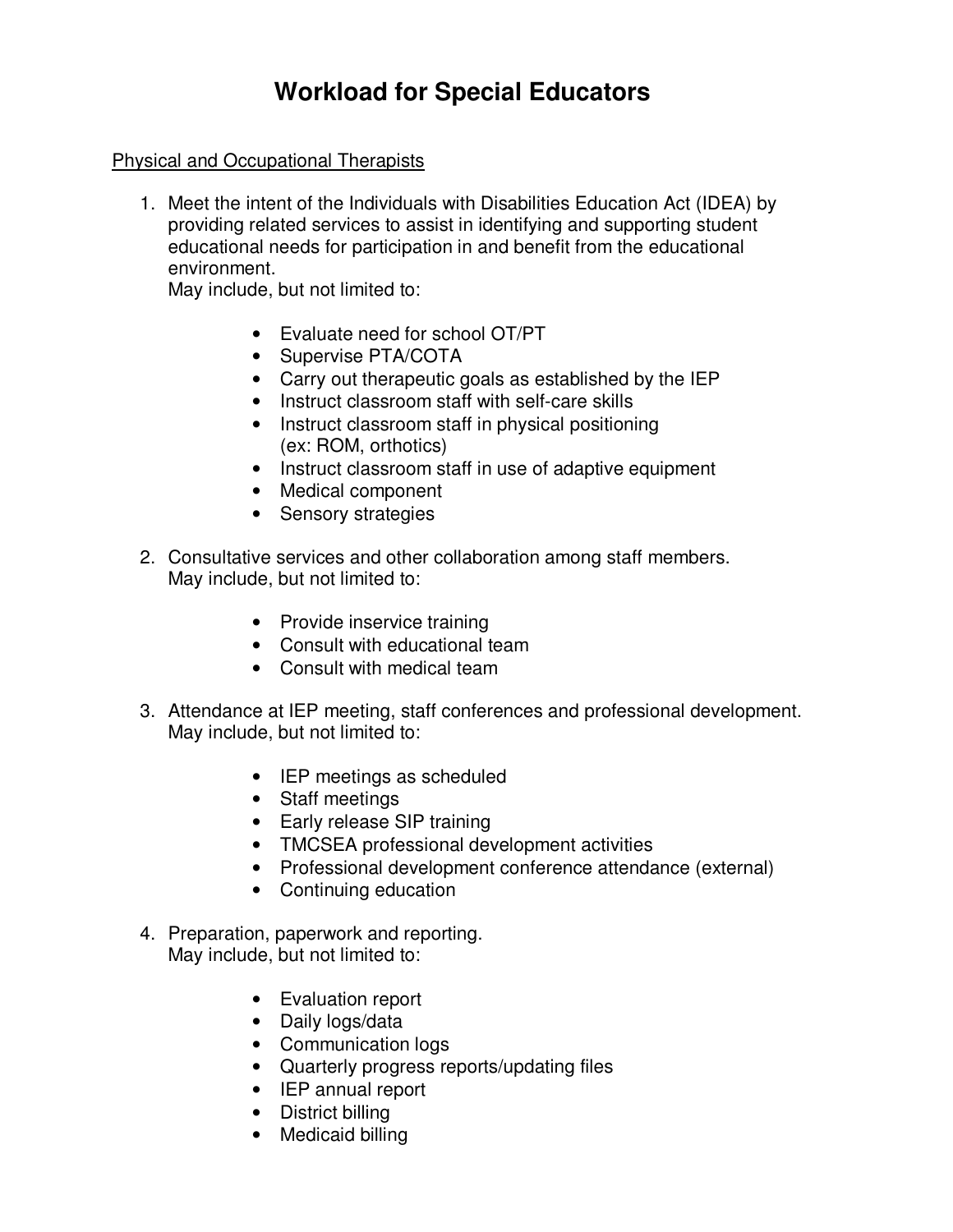# Workload for Special Educators

Physical and Occupational Therapists

1. Meet the intent of the Individuals with Disabilities Education Act (IDEA) by providing related services to assist in identifying and supporting student educational needs for participation in and benefit from the educational environment.
   May include, but not limited to:

   - Evaluate need for school OT/PT
   - Supervise PTA/COTA
   - Carry out therapeutic goals as established by the IEP
   - Instruct classroom staff with self-care skills
   - Instruct classroom staff in physical positioning (ex: ROM, orthotics)
   - Instruct classroom staff in use of adaptive equipment
   - Medical component
   - Sensory strategies

2. Consultative services and other collaboration among staff members.
   May include, but not limited to:

   - Provide inservice training
   - Consult with educational team
   - Consult with medical team

3. Attendance at IEP meeting, staff conferences and professional development.
   May include, but not limited to:

   - IEP meetings as scheduled
   - Staff meetings
   - Early release SIP training
   - TMCSEA professional development activities
   - Professional development conference attendance (external)
   - Continuing education

4. Preparation, paperwork and reporting.
   May include, but not limited to:

   - Evaluation report
   - Daily logs/data
   - Communication logs
   - Quarterly progress reports/updating files
   - IEP annual report
   - District billing
   - Medicaid billing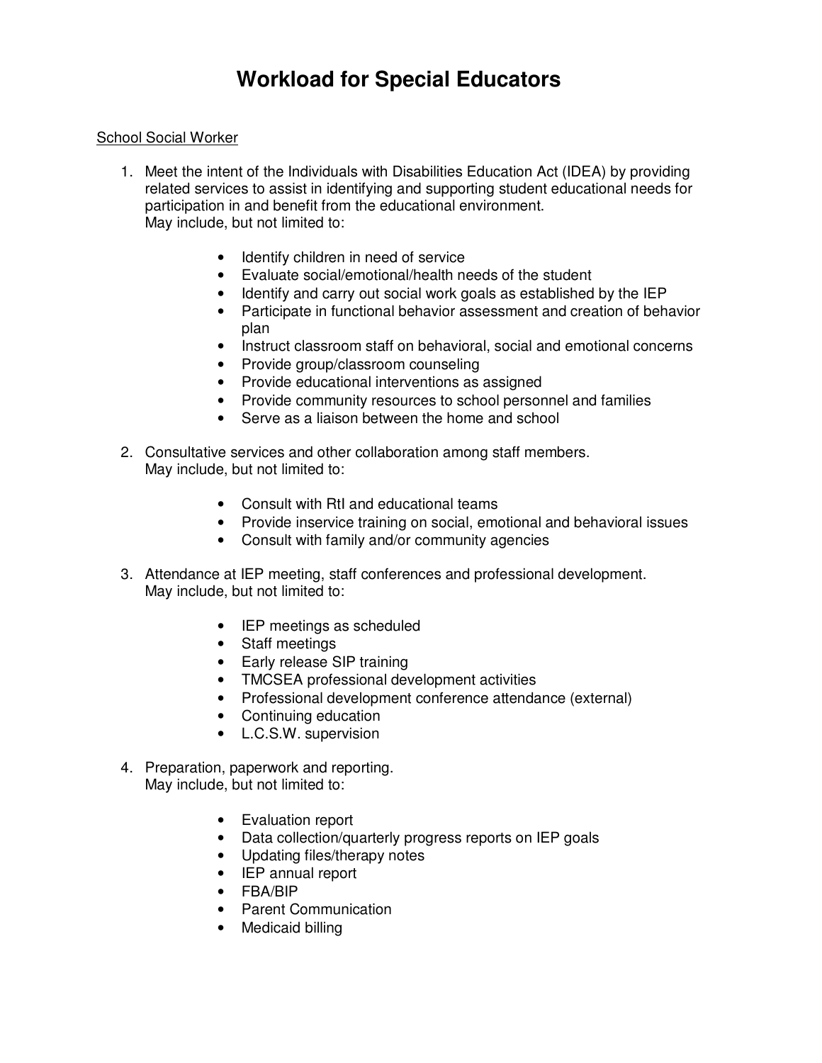# Workload for Special Educators

<u>School Social Worker</u>

1. Meet the intent of the Individuals with Disabilities Education Act (IDEA) by providing related services to assist in identifying and supporting student educational needs for participation in and benefit from the educational environment.
   May include, but not limited to:

   - Identify children in need of service
   - Evaluate social/emotional/health needs of the student
   - Identify and carry out social work goals as established by the IEP
   - Participate in functional behavior assessment and creation of behavior plan
   - Instruct classroom staff on behavioral, social and emotional concerns
   - Provide group/classroom counseling
   - Provide educational interventions as assigned
   - Provide community resources to school personnel and families
   - Serve as a liaison between the home and school

2. Consultative services and other collaboration among staff members.
   May include, but not limited to:

   - Consult with RtI and educational teams
   - Provide inservice training on social, emotional and behavioral issues
   - Consult with family and/or community agencies

3. Attendance at IEP meeting, staff conferences and professional development.
   May include, but not limited to:

   - IEP meetings as scheduled
   - Staff meetings
   - Early release SIP training
   - TMCSEA professional development activities
   - Professional development conference attendance (external)
   - Continuing education
   - L.C.S.W. supervision

4. Preparation, paperwork and reporting.
   May include, but not limited to:

   - Evaluation report
   - Data collection/quarterly progress reports on IEP goals
   - Updating files/therapy notes
   - IEP annual report
   - FBA/BIP
   - Parent Communication
   - Medicaid billing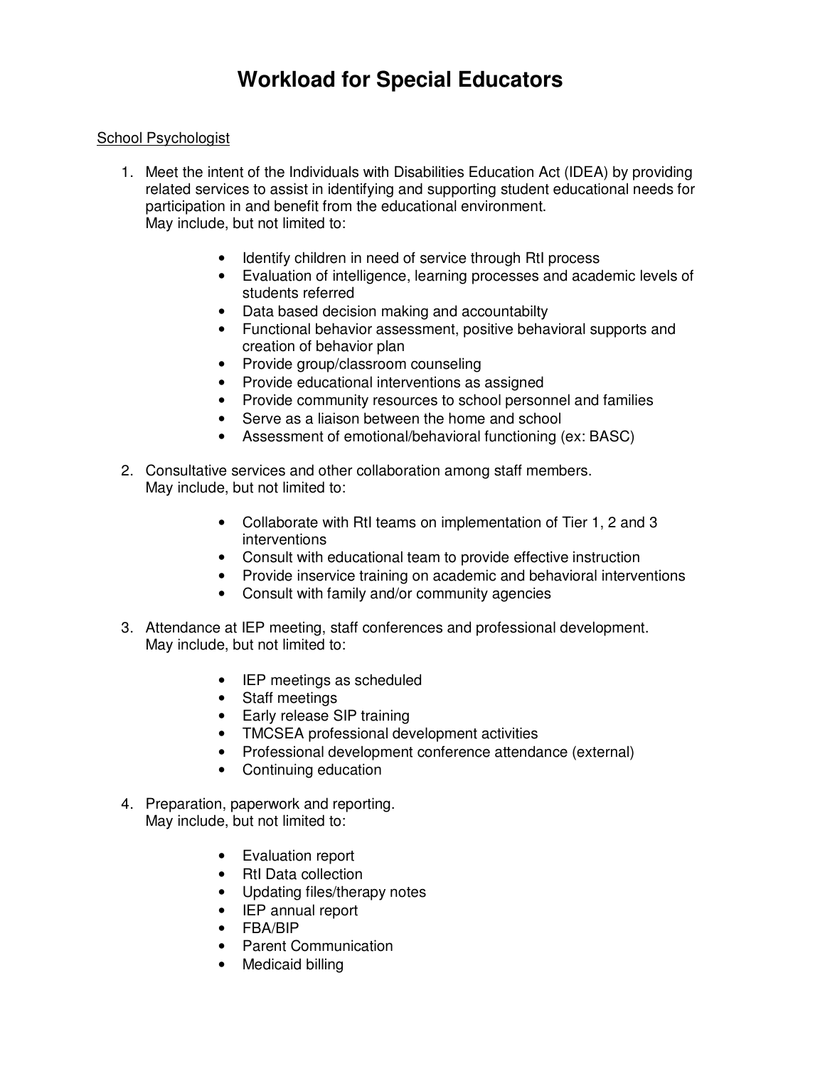# Workload for Special Educators

<u>School Psychologist</u>

1. Meet the intent of the Individuals with Disabilities Education Act (IDEA) by providing related services to assist in identifying and supporting student educational needs for participation in and benefit from the educational environment.
   May include, but not limited to:

   - Identify children in need of service through RtI process
   - Evaluation of intelligence, learning processes and academic levels of students referred
   - Data based decision making and accountabilty
   - Functional behavior assessment, positive behavioral supports and creation of behavior plan
   - Provide group/classroom counseling
   - Provide educational interventions as assigned
   - Provide community resources to school personnel and families
   - Serve as a liaison between the home and school
   - Assessment of emotional/behavioral functioning (ex: BASC)

2. Consultative services and other collaboration among staff members.
   May include, but not limited to:

   - Collaborate with RtI teams on implementation of Tier 1, 2 and 3 interventions
   - Consult with educational team to provide effective instruction
   - Provide inservice training on academic and behavioral interventions
   - Consult with family and/or community agencies

3. Attendance at IEP meeting, staff conferences and professional development.
   May include, but not limited to:

   - IEP meetings as scheduled
   - Staff meetings
   - Early release SIP training
   - TMCSEA professional development activities
   - Professional development conference attendance (external)
   - Continuing education

4. Preparation, paperwork and reporting.
   May include, but not limited to:

   - Evaluation report
   - RtI Data collection
   - Updating files/therapy notes
   - IEP annual report
   - FBA/BIP
   - Parent Communication
   - Medicaid billing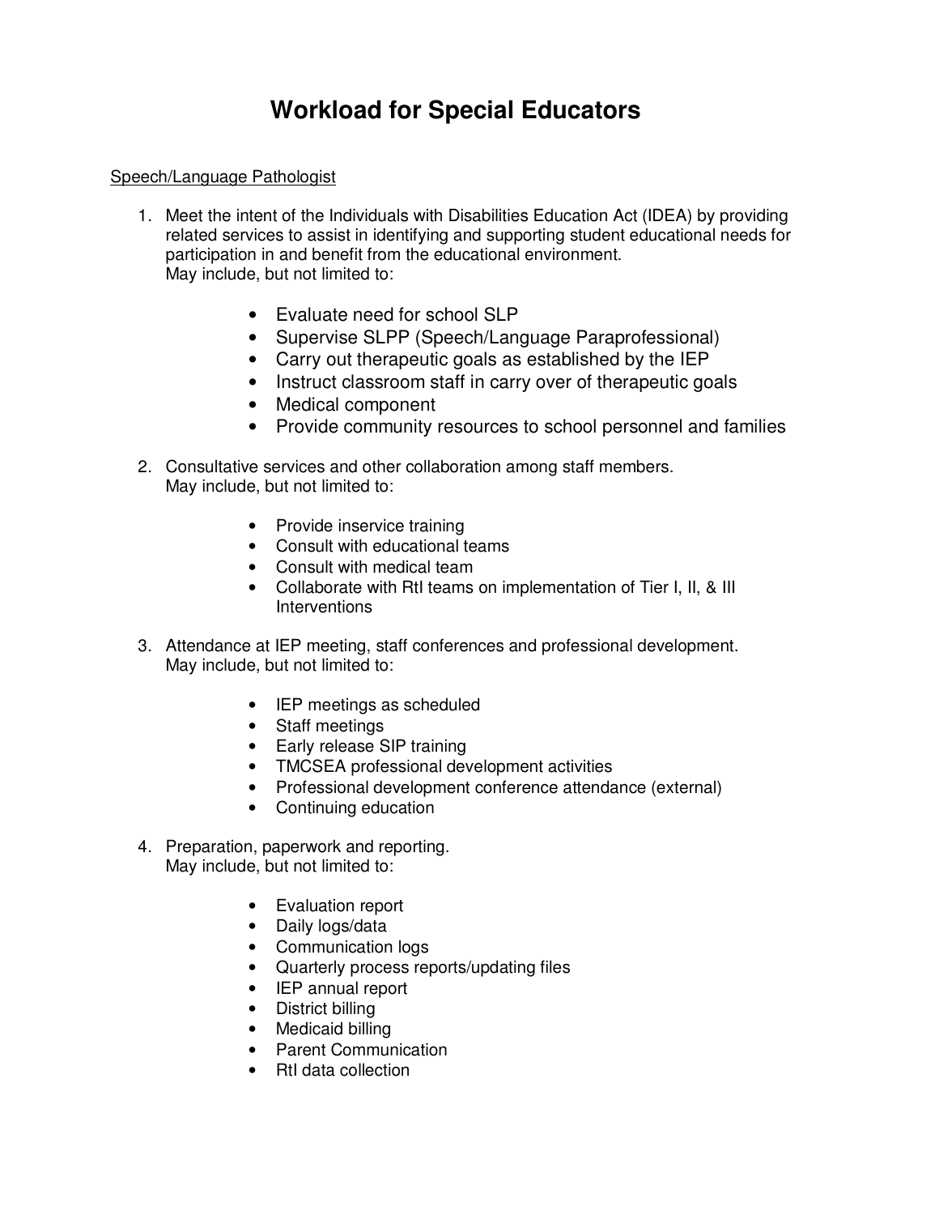# Workload for Special Educators

<u>Speech/Language Pathologist</u>

1. Meet the intent of the Individuals with Disabilities Education Act (IDEA) by providing related services to assist in identifying and supporting student educational needs for participation in and benefit from the educational environment.
   May include, but not limited to:

   - Evaluate need for school SLP
   - Supervise SLPP (Speech/Language Paraprofessional)
   - Carry out therapeutic goals as established by the IEP
   - Instruct classroom staff in carry over of therapeutic goals
   - Medical component
   - Provide community resources to school personnel and families

2. Consultative services and other collaboration among staff members.
   May include, but not limited to:

   - Provide inservice training
   - Consult with educational teams
   - Consult with medical team
   - Collaborate with RtI teams on implementation of Tier I, II, & III Interventions

3. Attendance at IEP meeting, staff conferences and professional development.
   May include, but not limited to:

   - IEP meetings as scheduled
   - Staff meetings
   - Early release SIP training
   - TMCSEA professional development activities
   - Professional development conference attendance (external)
   - Continuing education

4. Preparation, paperwork and reporting.
   May include, but not limited to:

   - Evaluation report
   - Daily logs/data
   - Communication logs
   - Quarterly process reports/updating files
   - IEP annual report
   - District billing
   - Medicaid billing
   - Parent Communication
   - RtI data collection